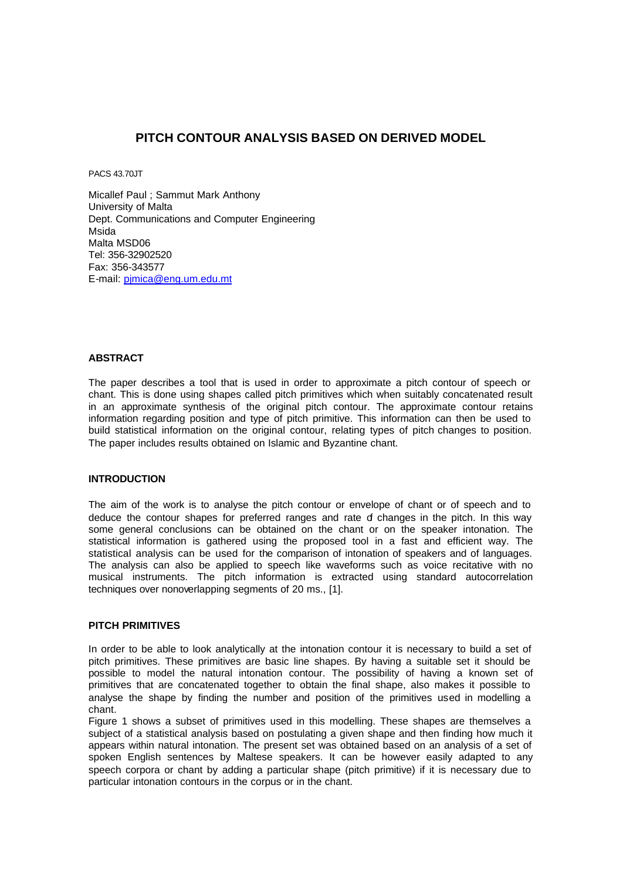# PITCH CONTOUR ANALYSIS BASED ON DERIVED MODEL

PACS 43.70JT

Micallef Paul ; Sammut Mark Anthony
University of Malta
Dept. Communications and Computer Engineering
Msida
Malta MSD06
Tel: 356-32902520
Fax: 356-343577
E-mail: pjmica@eng.um.edu.mt

## ABSTRACT

The paper describes a tool that is used in order to approximate a pitch contour of speech or chant. This is done using shapes called pitch primitives which when suitably concatenated result in an approximate synthesis of the original pitch contour. The approximate contour retains information regarding position and type of pitch primitive. This information can then be used to build statistical information on the original contour, relating types of pitch changes to position. The paper includes results obtained on Islamic and Byzantine chant.

## INTRODUCTION

The aim of the work is to analyse the pitch contour or envelope of chant or of speech and to deduce the contour shapes for preferred ranges and rate of changes in the pitch. In this way some general conclusions can be obtained on the chant or on the speaker intonation. The statistical information is gathered using the proposed tool in a fast and efficient way. The statistical analysis can be used for the comparison of intonation of speakers and of languages. The analysis can also be applied to speech like waveforms such as voice recitative with no musical instruments. The pitch information is extracted using standard autocorrelation techniques over nonoverlapping segments of 20 ms., [1].

## PITCH PRIMITIVES

In order to be able to look analytically at the intonation contour it is necessary to build a set of pitch primitives. These primitives are basic line shapes. By having a suitable set it should be possible to model the natural intonation contour. The possibility of having a known set of primitives that are concatenated together to obtain the final shape, also makes it possible to analyse the shape by finding the number and position of the primitives used in modelling a chant.

Figure 1 shows a subset of primitives used in this modelling. These shapes are themselves a subject of a statistical analysis based on postulating a given shape and then finding how much it appears within natural intonation. The present set was obtained based on an analysis of a set of spoken English sentences by Maltese speakers. It can be however easily adapted to any speech corpora or chant by adding a particular shape (pitch primitive) if it is necessary due to particular intonation contours in the corpus or in the chant.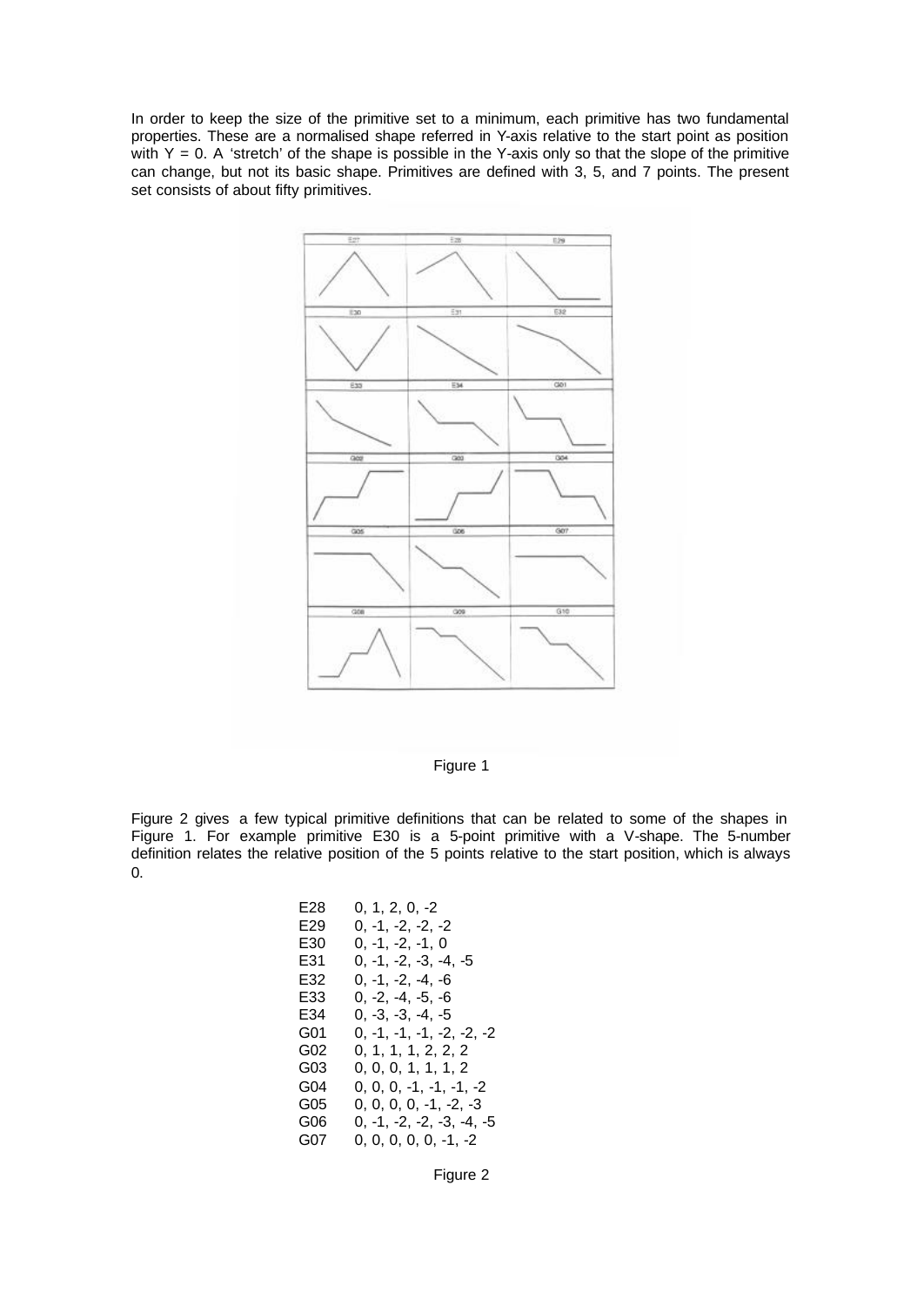In order to keep the size of the primitive set to a minimum, each primitive has two fundamental properties. These are a normalised shape referred in Y-axis relative to the start point as position with Y = 0. A 'stretch' of the shape is possible in the Y-axis only so that the slope of the primitive can change, but not its basic shape. Primitives are defined with 3, 5, and 7 points. The present set consists of about fifty primitives.

Figure 1

Figure 2 gives a few typical primitive definitions that can be related to some of the shapes in Figure 1. For example primitive E30 is a 5-point primitive with a V-shape. The 5-number definition relates the relative position of the 5 points relative to the start position, which is always 0.

```
E28    0, 1, 2, 0, -2
E29    0, -1, -2, -2, -2
E30    0, -1, -2, -1, 0
E31    0, -1, -2, -3, -4, -5
E32    0, -1, -2, -4, -6
E33    0, -2, -4, -5, -6
E34    0, -3, -3, -4, -5
G01    0, -1, -1, -1, -2, -2, -2
G02    0, 1, 1, 1, 2, 2, 2
G03    0, 0, 0, 1, 1, 1, 2
G04    0, 0, 0, -1, -1, -1, -2
G05    0, 0, 0, 0, -1, -2, -3
G06    0, -1, -2, -2, -3, -4, -5
G07    0, 0, 0, 0, 0, -1, -2
```

Figure 2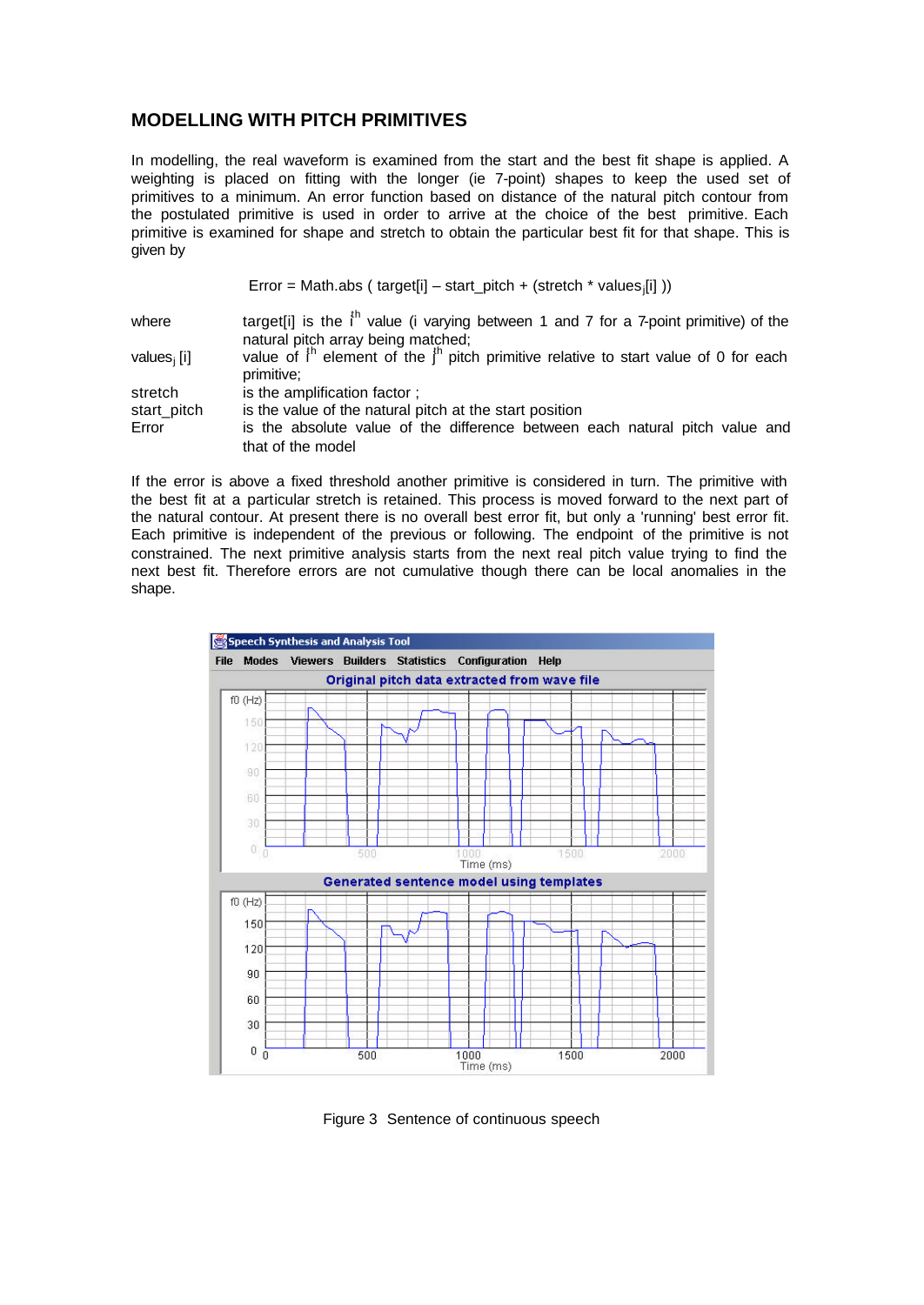## MODELLING WITH PITCH PRIMITIVES

In modelling, the real waveform is examined from the start and the best fit shape is applied. A weighting is placed on fitting with the longer (ie 7-point) shapes to keep the used set of primitives to a minimum. An error function based on distance of the natural pitch contour from the postulated primitive is used in order to arrive at the choice of the best primitive. Each primitive is examined for shape and stretch to obtain the particular best fit for that shape. This is given by

$$\text{Error} = \text{Math.abs}\left(\text{target}[i] - \text{start\_pitch} + (\text{stretch} * \text{values}_j[i])\right)$$

where

- target[i] is the $i^{th}$ value (i varying between 1 and 7 for a 7-point primitive) of the natural pitch array being matched;
- $\text{values}_j[i]$ value of $i^{th}$ element of the $j^{th}$ pitch primitive relative to start value of 0 for each primitive;
- stretch is the amplification factor ;
- start_pitch is the value of the natural pitch at the start position
- Error is the absolute value of the difference between each natural pitch value and that of the model

If the error is above a fixed threshold another primitive is considered in turn. The primitive with the best fit at a particular stretch is retained. This process is moved forward to the next part of the natural contour. At present there is no overall best error fit, but only a 'running' best error fit. Each primitive is independent of the previous or following. The endpoint of the primitive is not constrained. The next primitive analysis starts from the next real pitch value trying to find the next best fit. Therefore errors are not cumulative though there can be local anomalies in the shape.

Figure 3 Sentence of continuous speech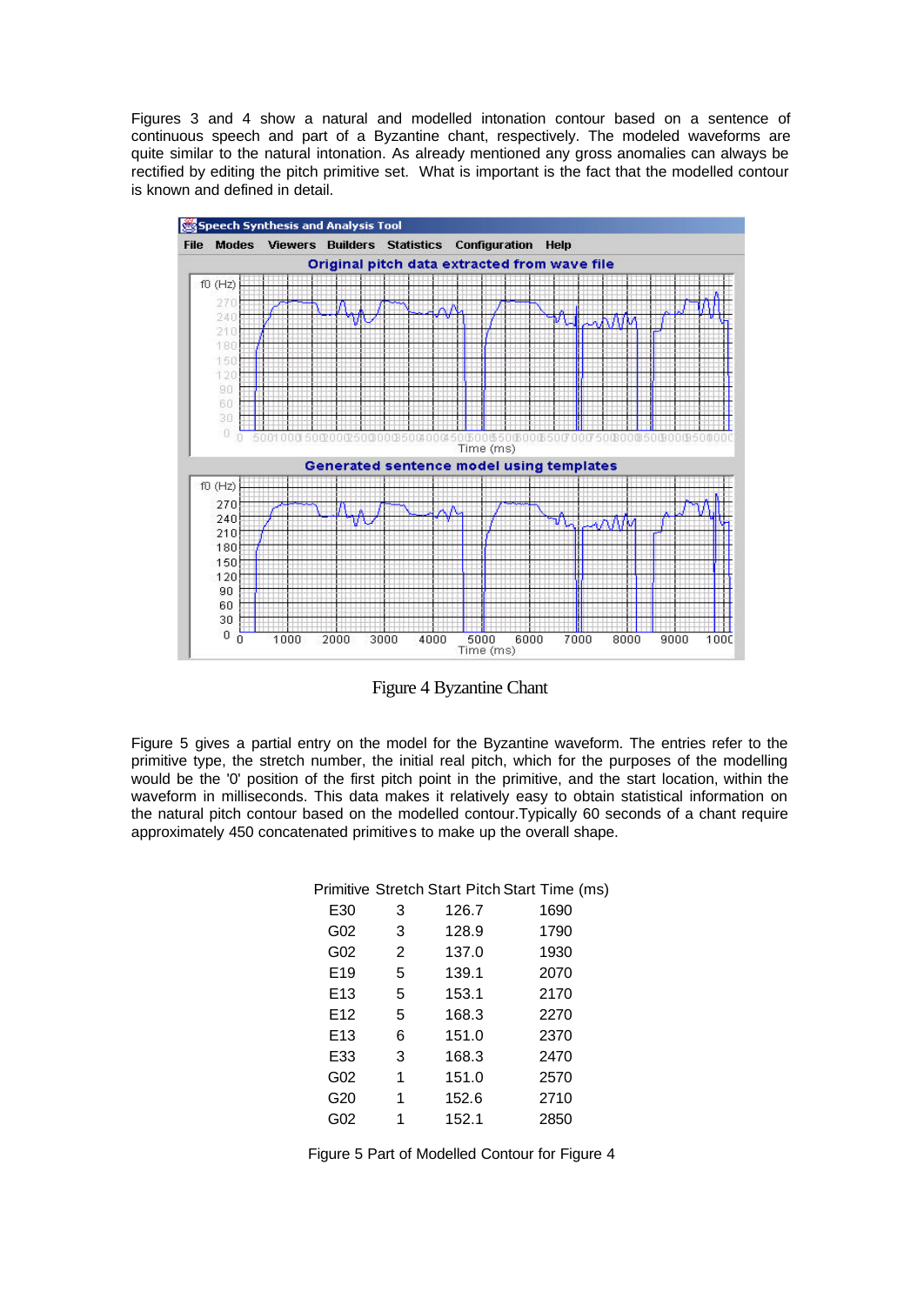Figures 3 and 4 show a natural and modelled intonation contour based on a sentence of continuous speech and part of a Byzantine chant, respectively. The modeled waveforms are quite similar to the natural intonation. As already mentioned any gross anomalies can always be rectified by editing the pitch primitive set. What is important is the fact that the modelled contour is known and defined in detail.

Figure 4 Byzantine Chant

Figure 5 gives a partial entry on the model for the Byzantine waveform. The entries refer to the primitive type, the stretch number, the initial real pitch, which for the purposes of the modelling would be the '0' position of the first pitch point in the primitive, and the start location, within the waveform in milliseconds. This data makes it relatively easy to obtain statistical information on the natural pitch contour based on the modelled contour.Typically 60 seconds of a chant require approximately 450 concatenated primitives to make up the overall shape.

| Primitive | Stretch | Start Pitch | Start Time (ms) |
|---|---|---|---|
| E30 | 3 | 126.7 | 1690 |
| G02 | 3 | 128.9 | 1790 |
| G02 | 2 | 137.0 | 1930 |
| E19 | 5 | 139.1 | 2070 |
| E13 | 5 | 153.1 | 2170 |
| E12 | 5 | 168.3 | 2270 |
| E13 | 6 | 151.0 | 2370 |
| E33 | 3 | 168.3 | 2470 |
| G02 | 1 | 151.0 | 2570 |
| G20 | 1 | 152.6 | 2710 |
| G02 | 1 | 152.1 | 2850 |

Figure 5 Part of Modelled Contour for Figure 4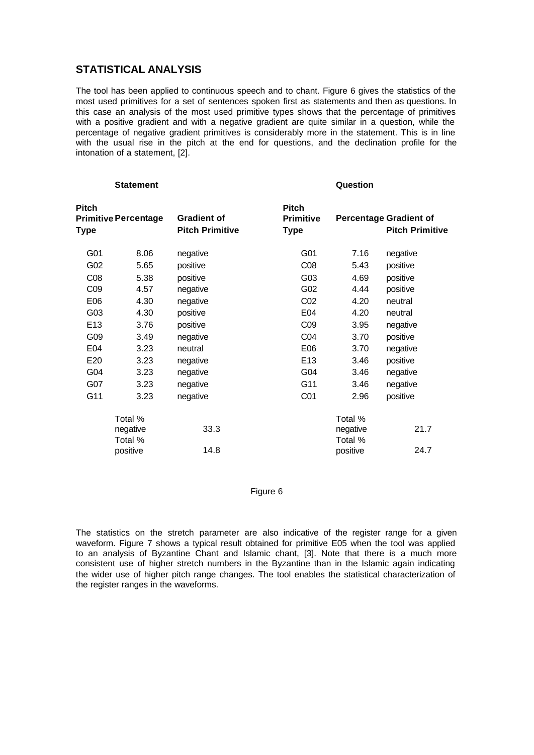## STATISTICAL ANALYSIS

The tool has been applied to continuous speech and to chant. Figure 6 gives the statistics of the most used primitives for a set of sentences spoken first as statements and then as questions. In this case an analysis of the most used primitive types shows that the percentage of primitives with a positive gradient and with a negative gradient are quite similar in a question, while the percentage of negative gradient primitives is considerably more in the statement. This is in line with the usual rise in the pitch at the end for questions, and the declination profile for the intonation of a statement, [2].

| **Statement** | | | **Question** | | |
|---|---|---|---|---|---|
| **Pitch Primitive Type** | **Percentage** | **Gradient of Pitch Primitive** | **Pitch Primitive Type** | **Percentage** | **Gradient of Pitch Primitive** |
| G01 | 8.06 | negative | G01 | 7.16 | negative |
| G02 | 5.65 | positive | C08 | 5.43 | positive |
| C08 | 5.38 | positive | G03 | 4.69 | positive |
| C09 | 4.57 | negative | G02 | 4.44 | positive |
| E06 | 4.30 | negative | C02 | 4.20 | neutral |
| G03 | 4.30 | positive | E04 | 4.20 | neutral |
| E13 | 3.76 | positive | C09 | 3.95 | negative |
| G09 | 3.49 | negative | C04 | 3.70 | positive |
| E04 | 3.23 | neutral | E06 | 3.70 | negative |
| E20 | 3.23 | negative | E13 | 3.46 | positive |
| G04 | 3.23 | negative | G04 | 3.46 | negative |
| G07 | 3.23 | negative | G11 | 3.46 | negative |
| G11 | 3.23 | negative | C01 | 2.96 | positive |
| | Total % negative | 33.3 | | Total % negative | 21.7 |
| | Total % positive | 14.8 | | Total % positive | 24.7 |

Figure 6

The statistics on the stretch parameter are also indicative of the register range for a given waveform. Figure 7 shows a typical result obtained for primitive E05 when the tool was applied to an analysis of Byzantine Chant and Islamic chant, [3]. Note that there is a much more consistent use of higher stretch numbers in the Byzantine than in the Islamic again indicating the wider use of higher pitch range changes. The tool enables the statistical characterization of the register ranges in the waveforms.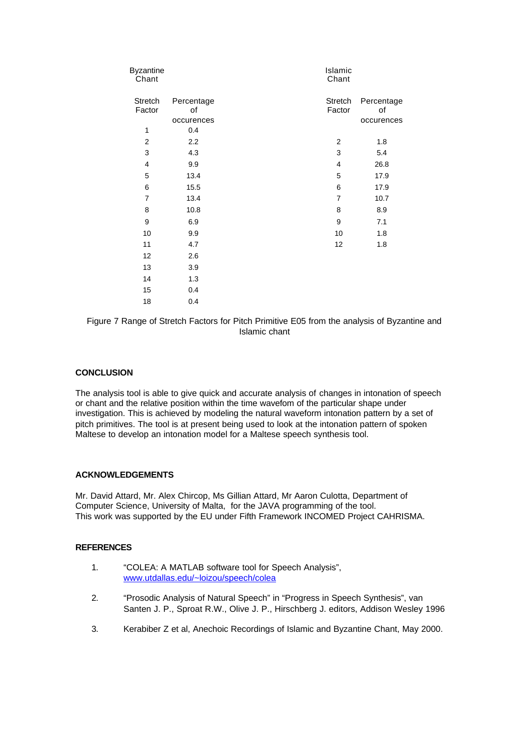| Byzantine Chant | | Islamic Chant | |
|---|---|---|---|
| Stretch Factor | Percentage of occurences | Stretch Factor | Percentage of occurences |
| 1 | 0.4 | | |
| 2 | 2.2 | 2 | 1.8 |
| 3 | 4.3 | 3 | 5.4 |
| 4 | 9.9 | 4 | 26.8 |
| 5 | 13.4 | 5 | 17.9 |
| 6 | 15.5 | 6 | 17.9 |
| 7 | 13.4 | 7 | 10.7 |
| 8 | 10.8 | 8 | 8.9 |
| 9 | 6.9 | 9 | 7.1 |
| 10 | 9.9 | 10 | 1.8 |
| 11 | 4.7 | 12 | 1.8 |
| 12 | 2.6 | | |
| 13 | 3.9 | | |
| 14 | 1.3 | | |
| 15 | 0.4 | | |
| 18 | 0.4 | | |

Figure 7 Range of Stretch Factors for Pitch Primitive E05 from the analysis of Byzantine and Islamic chant

## CONCLUSION

The analysis tool is able to give quick and accurate analysis of changes in intonation of speech or chant and the relative position within the time wavefom of the particular shape under investigation. This is achieved by modeling the natural waveform intonation pattern by a set of pitch primitives. The tool is at present being used to look at the intonation pattern of spoken Maltese to develop an intonation model for a Maltese speech synthesis tool.

## ACKNOWLEDGEMENTS

Mr. David Attard, Mr. Alex Chircop, Ms Gillian Attard, Mr Aaron Culotta, Department of Computer Science, University of Malta, for the JAVA programming of the tool.
This work was supported by the EU under Fifth Framework INCOMED Project CAHRISMA.

## REFERENCES

1. "COLEA: A MATLAB software tool for Speech Analysis", www.utdallas.edu/~loizou/speech/colea
2. "Prosodic Analysis of Natural Speech" in "Progress in Speech Synthesis", van Santen J. P., Sproat R.W., Olive J. P., Hirschberg J. editors, Addison Wesley 1996
3. Kerabiber Z et al, Anechoic Recordings of Islamic and Byzantine Chant, May 2000.